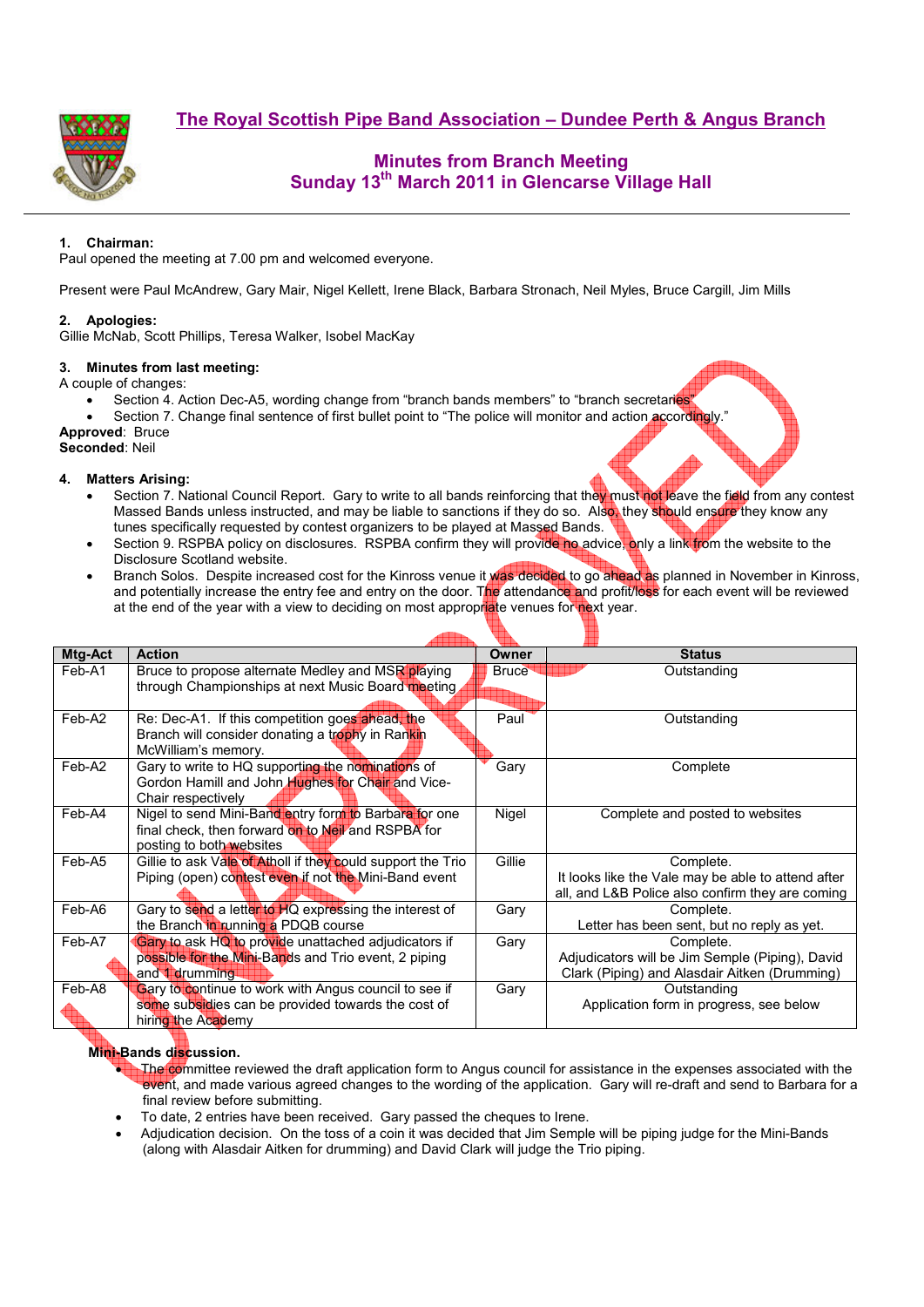# The Royal Scottish Pipe Band Association – Dundee Perth & Angus Branch

## Minutes from Branch Meeting
## Sunday 13th March 2011 in Glencarse Village Hall

### 1. Chairman:

Paul opened the meeting at 7.00 pm and welcomed everyone.

Present were Paul McAndrew, Gary Mair, Nigel Kellett, Irene Black, Barbara Stronach, Neil Myles, Bruce Cargill, Jim Mills

### 2. Apologies:

Gillie McNab, Scott Phillips, Teresa Walker, Isobel MacKay

### 3. Minutes from last meeting:

A couple of changes:

- Section 4. Action Dec-A5, wording change from "branch bands members" to "branch secretaries"
- Section 7. Change final sentence of first bullet point to "The police will monitor and action accordingly."

**Approved**: Bruce
**Seconded**: Neil

### 4. Matters Arising:

- Section 7. National Council Report. Gary to write to all bands reinforcing that they must not leave the field from any contest Massed Bands unless instructed, and may be liable to sanctions if they do so. Also, they should ensure they know any tunes specifically requested by contest organizers to be played at Massed Bands.
- Section 9. RSPBA policy on disclosures. RSPBA confirm they will provide no advice, only a link from the website to the Disclosure Scotland website.
- Branch Solos. Despite increased cost for the Kinross venue it was decided to go ahead as planned in November in Kinross, and potentially increase the entry fee and entry on the door. The attendance and profit/loss for each event will be reviewed at the end of the year with a view to deciding on most appropriate venues for next year.

| Mtg-Act | Action | Owner | Status |
|---|---|---|---|
| Feb-A1 | Bruce to propose alternate Medley and MSR playing through Championships at next Music Board meeting | Bruce | Outstanding |
| Feb-A2 | Re: Dec-A1. If this competition goes ahead, the Branch will consider donating a trophy in Rankin McWilliam's memory. | Paul | Outstanding |
| Feb-A2 | Gary to write to HQ supporting the nominations of Gordon Hamill and John Hughes for Chair and Vice-Chair respectively | Gary | Complete |
| Feb-A4 | Nigel to send Mini-Band entry form to Barbara for one final check, then forward on to Neil and RSPBA for posting to both websites | Nigel | Complete and posted to websites |
| Feb-A5 | Gillie to ask Vale of Atholl if they could support the Trio Piping (open) contest even if not the Mini-Band event | Gillie | Complete. It looks like the Vale may be able to attend after all, and L&B Police also confirm they are coming |
| Feb-A6 | Gary to send a letter to HQ expressing the interest of the Branch in running a PDQB course | Gary | Complete. Letter has been sent, but no reply as yet. |
| Feb-A7 | Gary to ask HQ to provide unattached adjudicators if possible for the Mini-Bands and Trio event, 2 piping and 1 drumming | Gary | Complete. Adjudicators will be Jim Semple (Piping), David Clark (Piping) and Alasdair Aitken (Drumming) |
| Feb-A8 | Gary to continue to work with Angus council to see if some subsidies can be provided towards the cost of hiring the Academy | Gary | Outstanding Application form in progress, see below |

**Mini-Bands discussion.**

- The committee reviewed the draft application form to Angus council for assistance in the expenses associated with the event, and made various agreed changes to the wording of the application. Gary will re-draft and send to Barbara for a final review before submitting.
- To date, 2 entries have been received. Gary passed the cheques to Irene.
- Adjudication decision. On the toss of a coin it was decided that Jim Semple will be piping judge for the Mini-Bands (along with Alasdair Aitken for drumming) and David Clark will judge the Trio piping.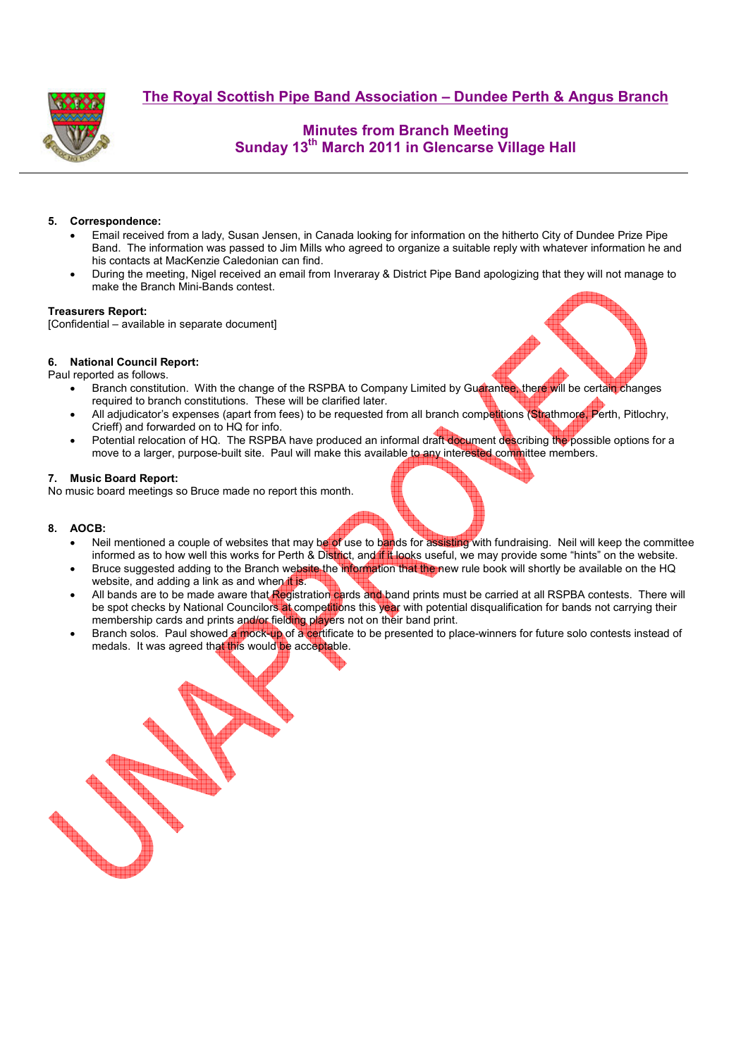## The Royal Scottish Pipe Band Association – Dundee Perth & Angus Branch

### Minutes from Branch Meeting
### Sunday 13th March 2011 in Glencarse Village Hall

**5. Correspondence:**

- Email received from a lady, Susan Jensen, in Canada looking for information on the hitherto City of Dundee Prize Pipe Band. The information was passed to Jim Mills who agreed to organize a suitable reply with whatever information he and his contacts at MacKenzie Caledonian can find.
- During the meeting, Nigel received an email from Inveraray & District Pipe Band apologizing that they will not manage to make the Branch Mini-Bands contest.

**Treasurers Report:**
[Confidential – available in separate document]

**6. National Council Report:**
Paul reported as follows.

- Branch constitution. With the change of the RSPBA to Company Limited by Guarantee, there will be certain changes required to branch constitutions. These will be clarified later.
- All adjudicator's expenses (apart from fees) to be requested from all branch competitions (Strathmore, Perth, Pitlochry, Crieff) and forwarded on to HQ for info.
- Potential relocation of HQ. The RSPBA have produced an informal draft document describing the possible options for a move to a larger, purpose-built site. Paul will make this available to any interested committee members.

**7. Music Board Report:**
No music board meetings so Bruce made no report this month.

**8. AOCB:**

- Neil mentioned a couple of websites that may be of use to bands for assisting with fundraising. Neil will keep the committee informed as to how well this works for Perth & District, and if it looks useful, we may provide some "hints" on the website.
- Bruce suggested adding to the Branch website the information that the new rule book will shortly be available on the HQ website, and adding a link as and when it is.
- All bands are to be made aware that Registration cards and band prints must be carried at all RSPBA contests. There will be spot checks by National Councilors at competitions this year with potential disqualification for bands not carrying their membership cards and prints and/or fielding players not on their band print.
- Branch solos. Paul showed a mock-up of a certificate to be presented to place-winners for future solo contests instead of medals. It was agreed that this would be acceptable.

UNAPPROVED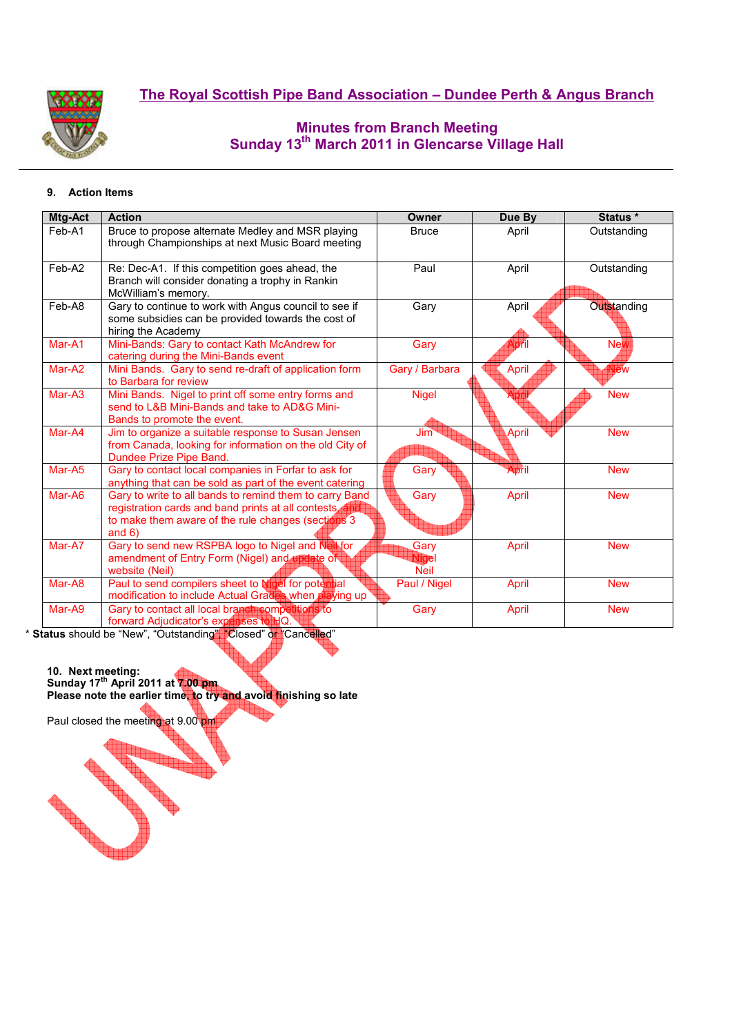# The Royal Scottish Pipe Band Association – Dundee Perth & Angus Branch

## Minutes from Branch Meeting
## Sunday 13th March 2011 in Glencarse Village Hall

### 9. Action Items

| Mtg-Act | Action | Owner | Due By | Status * |
|---|---|---|---|---|
| Feb-A1 | Bruce to propose alternate Medley and MSR playing through Championships at next Music Board meeting | Bruce | April | Outstanding |
| Feb-A2 | Re: Dec-A1. If this competition goes ahead, the Branch will consider donating a trophy in Rankin McWilliam's memory. | Paul | April | Outstanding |
| Feb-A8 | Gary to continue to work with Angus council to see if some subsidies can be provided towards the cost of hiring the Academy | Gary | April | Outstanding |
| Mar-A1 | Mini-Bands: Gary to contact Kath McAndrew for catering during the Mini-Bands event | Gary | April | New |
| Mar-A2 | Mini Bands. Gary to send re-draft of application form to Barbara for review | Gary / Barbara | April | New |
| Mar-A3 | Mini Bands. Nigel to print off some entry forms and send to L&B Mini-Bands and take to AD&G Mini-Bands to promote the event. | Nigel | April | New |
| Mar-A4 | Jim to organize a suitable response to Susan Jensen from Canada, looking for information on the old City of Dundee Prize Pipe Band. | Jim | April | New |
| Mar-A5 | Gary to contact local companies in Forfar to ask for anything that can be sold as part of the event catering | Gary | April | New |
| Mar-A6 | Gary to write to all bands to remind them to carry Band registration cards and band prints at all contests, and to make them aware of the rule changes (sections 3 and 6) | Gary | April | New |
| Mar-A7 | Gary to send new RSPBA logo to Nigel and Neil for amendment of Entry Form (Nigel) and update of website (Neil) | Gary<br>Nigel<br>Neil | April | New |
| Mar-A8 | Paul to send compilers sheet to Nigel for potential modification to include Actual Grades when playing up | Paul / Nigel | April | New |
| Mar-A9 | Gary to contact all local branch competitions to forward Adjudicator's expenses to HQ. | Gary | April | New |

\* **Status** should be "New", "Outstanding", "Closed" or "Cancelled"

**10. Next meeting:**
**Sunday 17th April 2011 at 7.00 pm**
**Please note the earlier time, to try and avoid finishing so late**

Paul closed the meeting at 9.00 pm

UNAPPROVED